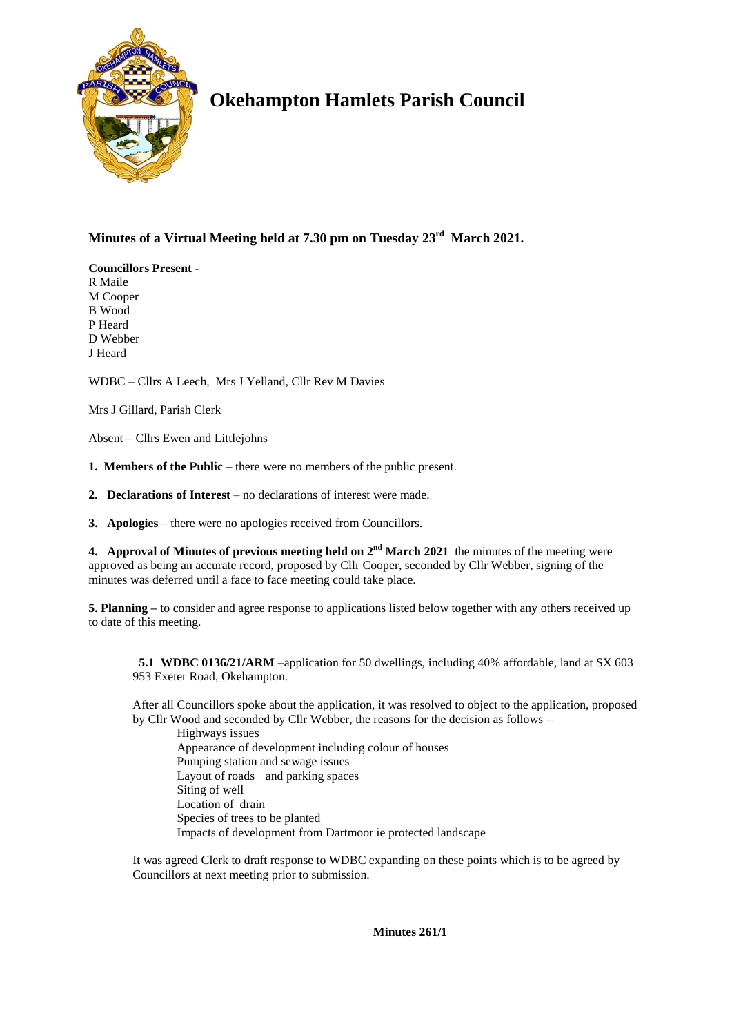# Okehampton Hamlets Parish Council

## Minutes of a Virtual Meeting held at 7.30 pm on Tuesday 23rd March 2021.

**Councillors Present -**
R Maile
M Cooper
B Wood
P Heard
D Webber
J Heard

WDBC – Cllrs A Leech, Mrs J Yelland, Cllr Rev M Davies

Mrs J Gillard, Parish Clerk

Absent – Cllrs Ewen and Littlejohns

**1. Members of the Public –** there were no members of the public present.

**2. Declarations of Interest** – no declarations of interest were made.

**3. Apologies** – there were no apologies received from Councillors.

**4. Approval of Minutes of previous meeting held on 2nd March 2021** the minutes of the meeting were approved as being an accurate record, proposed by Cllr Cooper, seconded by Cllr Webber, signing of the minutes was deferred until a face to face meeting could take place.

**5. Planning –** to consider and agree response to applications listed below together with any others received up to date of this meeting.

**5.1 WDBC 0136/21/ARM** –application for 50 dwellings, including 40% affordable, land at SX 603 953 Exeter Road, Okehampton.

After all Councillors spoke about the application, it was resolved to object to the application, proposed by Cllr Wood and seconded by Cllr Webber, the reasons for the decision as follows –

Highways issues
Appearance of development including colour of houses
Pumping station and sewage issues
Layout of roads and parking spaces
Siting of well
Location of drain
Species of trees to be planted
Impacts of development from Dartmoor ie protected landscape

It was agreed Clerk to draft response to WDBC expanding on these points which is to be agreed by Councillors at next meeting prior to submission.

**Minutes 261/1**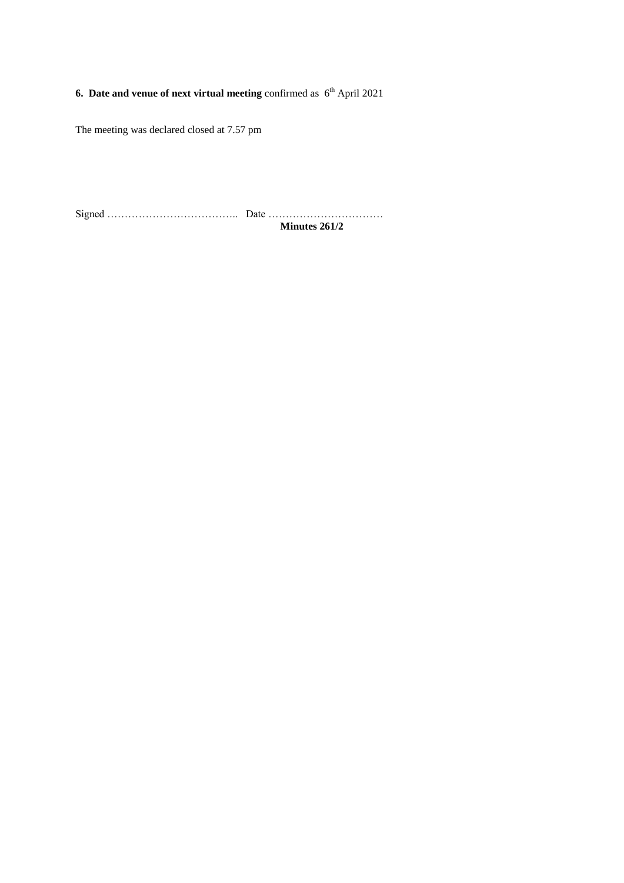**6. Date and venue of next virtual meeting** confirmed as 6th April 2021

The meeting was declared closed at 7.57 pm

Signed ……………………………….. Date ……………………………